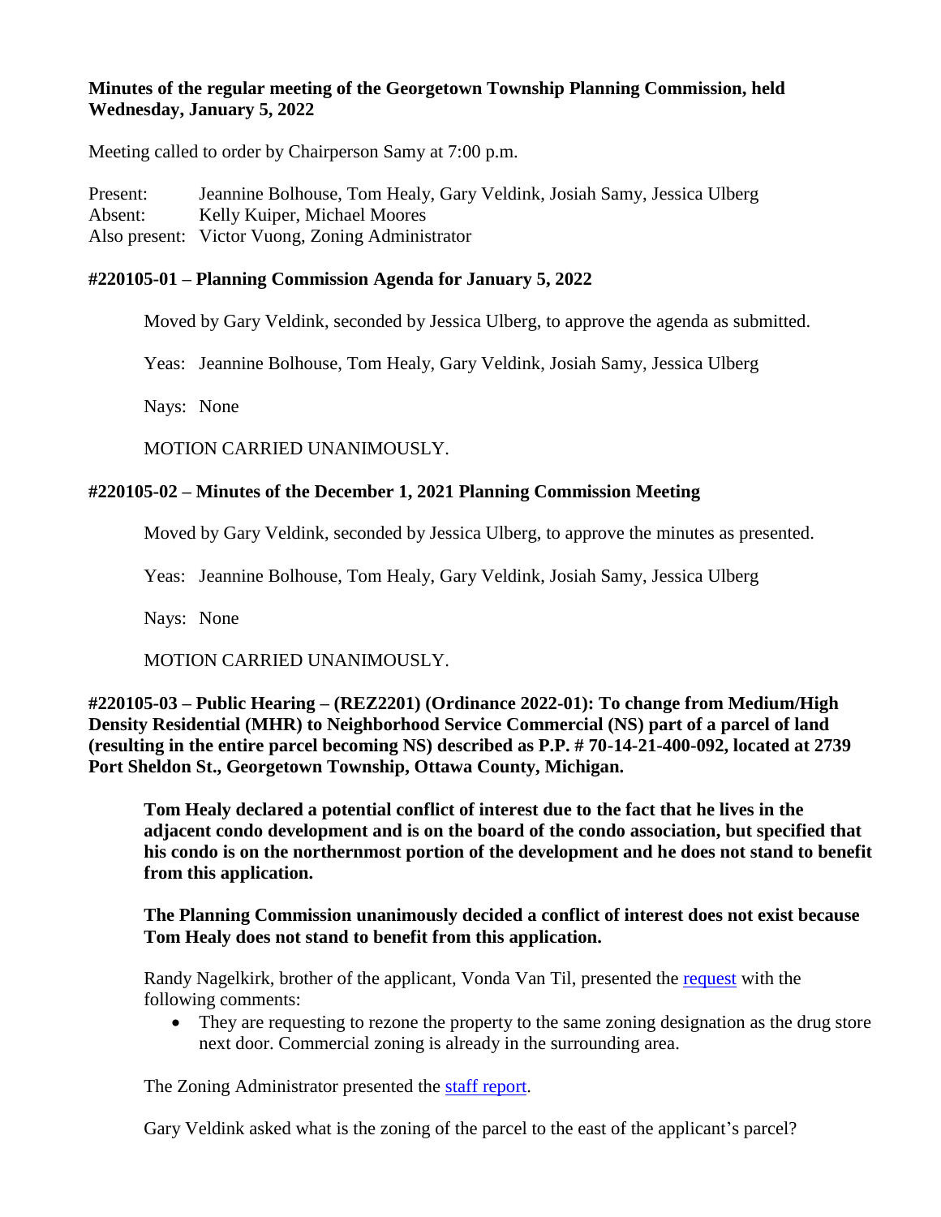**Minutes of the regular meeting of the Georgetown Township Planning Commission, held Wednesday, January 5, 2022**

Meeting called to order by Chairperson Samy at 7:00 p.m.

Present: Jeannine Bolhouse, Tom Healy, Gary Veldink, Josiah Samy, Jessica Ulberg
Absent: Kelly Kuiper, Michael Moores
Also present: Victor Vuong, Zoning Administrator

**#220105-01 – Planning Commission Agenda for January 5, 2022**

Moved by Gary Veldink, seconded by Jessica Ulberg, to approve the agenda as submitted.

Yeas: Jeannine Bolhouse, Tom Healy, Gary Veldink, Josiah Samy, Jessica Ulberg

Nays: None

MOTION CARRIED UNANIMOUSLY.

**#220105-02 – Minutes of the December 1, 2021 Planning Commission Meeting**

Moved by Gary Veldink, seconded by Jessica Ulberg, to approve the minutes as presented.

Yeas: Jeannine Bolhouse, Tom Healy, Gary Veldink, Josiah Samy, Jessica Ulberg

Nays: None

MOTION CARRIED UNANIMOUSLY.

**#220105-03 – Public Hearing – (REZ2201) (Ordinance 2022-01): To change from Medium/High Density Residential (MHR) to Neighborhood Service Commercial (NS) part of a parcel of land (resulting in the entire parcel becoming NS) described as P.P. # 70-14-21-400-092, located at 2739 Port Sheldon St., Georgetown Township, Ottawa County, Michigan.**

**Tom Healy declared a potential conflict of interest due to the fact that he lives in the adjacent condo development and is on the board of the condo association, but specified that his condo is on the northernmost portion of the development and he does not stand to benefit from this application.**

**The Planning Commission unanimously decided a conflict of interest does not exist because Tom Healy does not stand to benefit from this application.**

Randy Nagelkirk, brother of the applicant, Vonda Van Til, presented the request with the following comments:

- They are requesting to rezone the property to the same zoning designation as the drug store next door. Commercial zoning is already in the surrounding area.

The Zoning Administrator presented the staff report.

Gary Veldink asked what is the zoning of the parcel to the east of the applicant's parcel?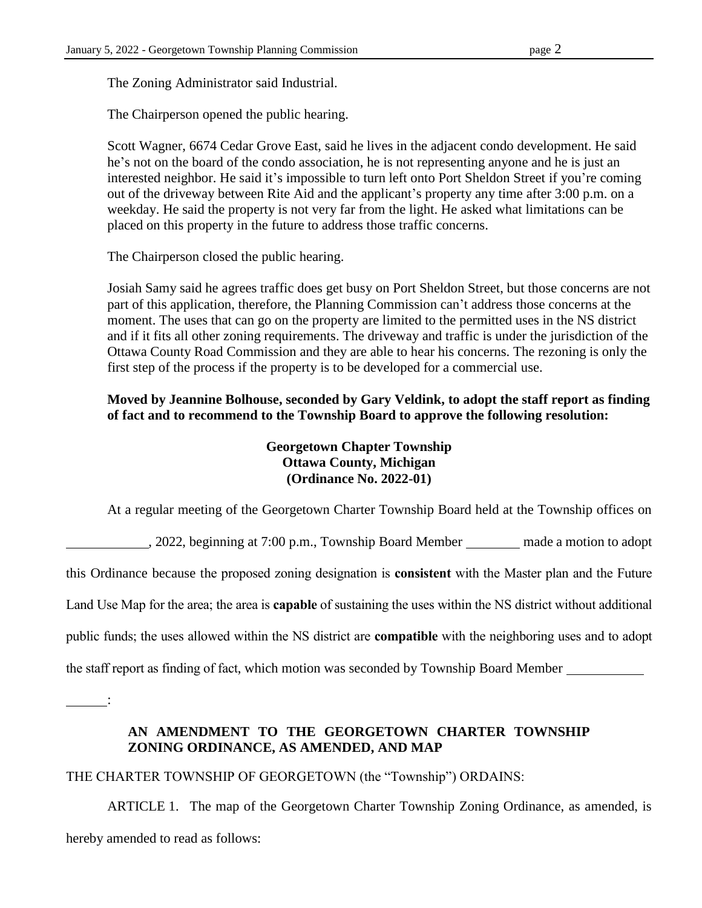The Zoning Administrator said Industrial.

The Chairperson opened the public hearing.

Scott Wagner, 6674 Cedar Grove East, said he lives in the adjacent condo development. He said he's not on the board of the condo association, he is not representing anyone and he is just an interested neighbor. He said it's impossible to turn left onto Port Sheldon Street if you're coming out of the driveway between Rite Aid and the applicant's property any time after 3:00 p.m. on a weekday. He said the property is not very far from the light. He asked what limitations can be placed on this property in the future to address those traffic concerns.

The Chairperson closed the public hearing.

Josiah Samy said he agrees traffic does get busy on Port Sheldon Street, but those concerns are not part of this application, therefore, the Planning Commission can't address those concerns at the moment. The uses that can go on the property are limited to the permitted uses in the NS district and if it fits all other zoning requirements. The driveway and traffic is under the jurisdiction of the Ottawa County Road Commission and they are able to hear his concerns. The rezoning is only the first step of the process if the property is to be developed for a commercial use.

**Moved by Jeannine Bolhouse, seconded by Gary Veldink, to adopt the staff report as finding of fact and to recommend to the Township Board to approve the following resolution:**

**Georgetown Chapter Township**
**Ottawa County, Michigan**
**(Ordinance No. 2022-01)**

At a regular meeting of the Georgetown Charter Township Board held at the Township offices on ____________, 2022, beginning at 7:00 p.m., Township Board Member ________ made a motion to adopt this Ordinance because the proposed zoning designation is **consistent** with the Master plan and the Future Land Use Map for the area; the area is **capable** of sustaining the uses within the NS district without additional public funds; the uses allowed within the NS district are **compatible** with the neighboring uses and to adopt the staff report as finding of fact, which motion was seconded by Township Board Member ________________:

**AN AMENDMENT TO THE GEORGETOWN CHARTER TOWNSHIP ZONING ORDINANCE, AS AMENDED, AND MAP**

THE CHARTER TOWNSHIP OF GEORGETOWN (the "Township") ORDAINS:

ARTICLE 1. The map of the Georgetown Charter Township Zoning Ordinance, as amended, is hereby amended to read as follows: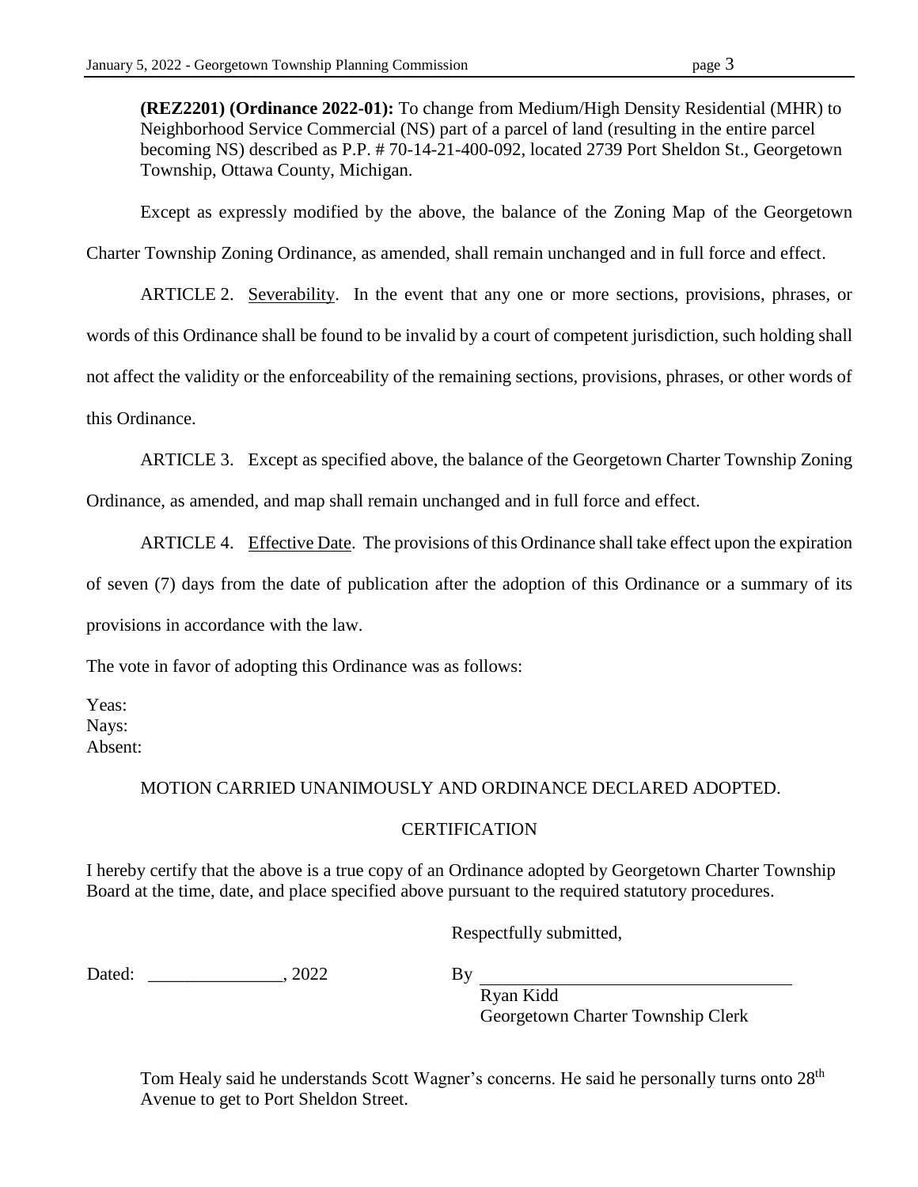**(REZ2201) (Ordinance 2022-01):** To change from Medium/High Density Residential (MHR) to Neighborhood Service Commercial (NS) part of a parcel of land (resulting in the entire parcel becoming NS) described as P.P. # 70-14-21-400-092, located 2739 Port Sheldon St., Georgetown Township, Ottawa County, Michigan.

Except as expressly modified by the above, the balance of the Zoning Map of the Georgetown Charter Township Zoning Ordinance, as amended, shall remain unchanged and in full force and effect.

ARTICLE 2. Severability. In the event that any one or more sections, provisions, phrases, or words of this Ordinance shall be found to be invalid by a court of competent jurisdiction, such holding shall not affect the validity or the enforceability of the remaining sections, provisions, phrases, or other words of this Ordinance.

ARTICLE 3. Except as specified above, the balance of the Georgetown Charter Township Zoning Ordinance, as amended, and map shall remain unchanged and in full force and effect.

ARTICLE 4. Effective Date. The provisions of this Ordinance shall take effect upon the expiration of seven (7) days from the date of publication after the adoption of this Ordinance or a summary of its provisions in accordance with the law.

The vote in favor of adopting this Ordinance was as follows:

Yeas:
Nays:
Absent:

MOTION CARRIED UNANIMOUSLY AND ORDINANCE DECLARED ADOPTED.

CERTIFICATION

I hereby certify that the above is a true copy of an Ordinance adopted by Georgetown Charter Township Board at the time, date, and place specified above pursuant to the required statutory procedures.

Respectfully submitted,

Dated: _______________, 2022

By ___________________________________
Ryan Kidd
Georgetown Charter Township Clerk

Tom Healy said he understands Scott Wagner's concerns. He said he personally turns onto 28th Avenue to get to Port Sheldon Street.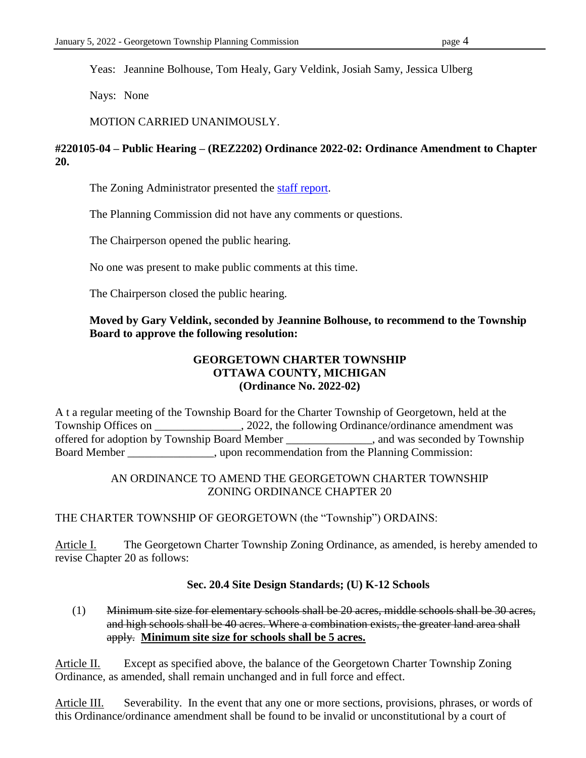Yeas: Jeannine Bolhouse, Tom Healy, Gary Veldink, Josiah Samy, Jessica Ulberg

Nays: None

MOTION CARRIED UNANIMOUSLY.

**#220105-04 – Public Hearing – (REZ2202) Ordinance 2022-02: Ordinance Amendment to Chapter 20.**

The Zoning Administrator presented the staff report.

The Planning Commission did not have any comments or questions.

The Chairperson opened the public hearing.

No one was present to make public comments at this time.

The Chairperson closed the public hearing.

**Moved by Gary Veldink, seconded by Jeannine Bolhouse, to recommend to the Township Board to approve the following resolution:**

**GEORGETOWN CHARTER TOWNSHIP**
**OTTAWA COUNTY, MICHIGAN**
**(Ordinance No. 2022-02)**

A t a regular meeting of the Township Board for the Charter Township of Georgetown, held at the Township Offices on _______________, 2022, the following Ordinance/ordinance amendment was offered for adoption by Township Board Member _______________, and was seconded by Township Board Member _______________, upon recommendation from the Planning Commission:

AN ORDINANCE TO AMEND THE GEORGETOWN CHARTER TOWNSHIP ZONING ORDINANCE CHAPTER 20

THE CHARTER TOWNSHIP OF GEORGETOWN (the "Township") ORDAINS:

Article I. The Georgetown Charter Township Zoning Ordinance, as amended, is hereby amended to revise Chapter 20 as follows:

**Sec. 20.4 Site Design Standards; (U) K-12 Schools**

(1) ~~Minimum site size for elementary schools shall be 20 acres, middle schools shall be 30 acres, and high schools shall be 40 acres. Where a combination exists, the greater land area shall apply.~~ **Minimum site size for schools shall be 5 acres.**

Article II. Except as specified above, the balance of the Georgetown Charter Township Zoning Ordinance, as amended, shall remain unchanged and in full force and effect.

Article III. Severability. In the event that any one or more sections, provisions, phrases, or words of this Ordinance/ordinance amendment shall be found to be invalid or unconstitutional by a court of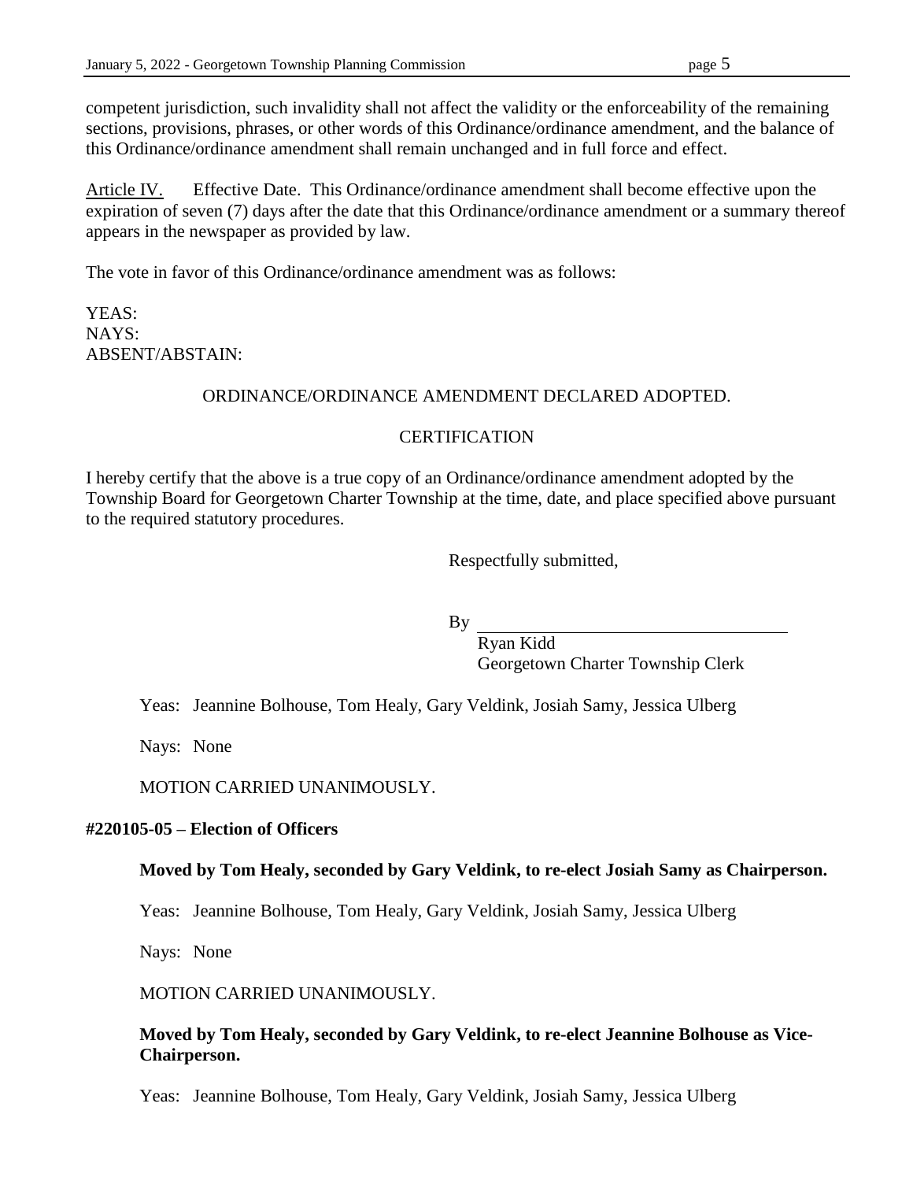competent jurisdiction, such invalidity shall not affect the validity or the enforceability of the remaining sections, provisions, phrases, or other words of this Ordinance/ordinance amendment, and the balance of this Ordinance/ordinance amendment shall remain unchanged and in full force and effect.

Article IV. Effective Date. This Ordinance/ordinance amendment shall become effective upon the expiration of seven (7) days after the date that this Ordinance/ordinance amendment or a summary thereof appears in the newspaper as provided by law.

The vote in favor of this Ordinance/ordinance amendment was as follows:

YEAS:
NAYS:
ABSENT/ABSTAIN:

ORDINANCE/ORDINANCE AMENDMENT DECLARED ADOPTED.

CERTIFICATION

I hereby certify that the above is a true copy of an Ordinance/ordinance amendment adopted by the Township Board for Georgetown Charter Township at the time, date, and place specified above pursuant to the required statutory procedures.

Respectfully submitted,

By ___________________________________
Ryan Kidd
Georgetown Charter Township Clerk

Yeas: Jeannine Bolhouse, Tom Healy, Gary Veldink, Josiah Samy, Jessica Ulberg

Nays: None

MOTION CARRIED UNANIMOUSLY.

**#220105-05 – Election of Officers**

**Moved by Tom Healy, seconded by Gary Veldink, to re-elect Josiah Samy as Chairperson.**

Yeas: Jeannine Bolhouse, Tom Healy, Gary Veldink, Josiah Samy, Jessica Ulberg

Nays: None

MOTION CARRIED UNANIMOUSLY.

**Moved by Tom Healy, seconded by Gary Veldink, to re-elect Jeannine Bolhouse as Vice-Chairperson.**

Yeas: Jeannine Bolhouse, Tom Healy, Gary Veldink, Josiah Samy, Jessica Ulberg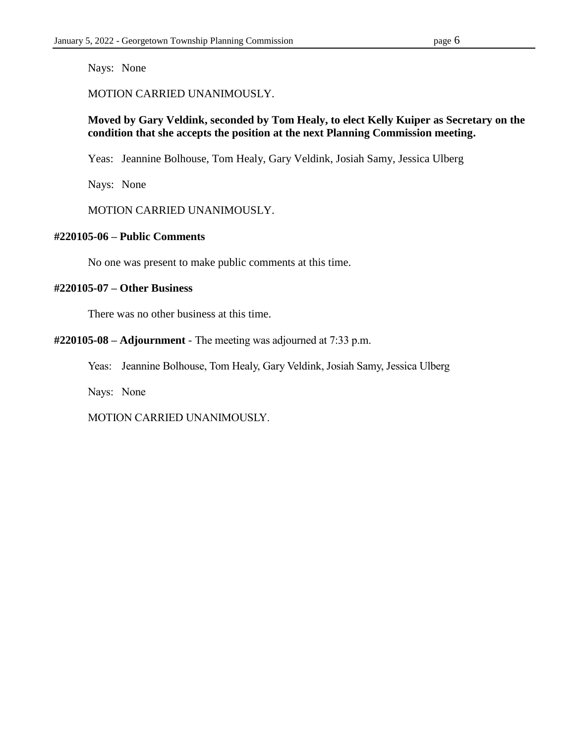Nays: None

MOTION CARRIED UNANIMOUSLY.

**Moved by Gary Veldink, seconded by Tom Healy, to elect Kelly Kuiper as Secretary on the condition that she accepts the position at the next Planning Commission meeting.**

Yeas: Jeannine Bolhouse, Tom Healy, Gary Veldink, Josiah Samy, Jessica Ulberg

Nays: None

MOTION CARRIED UNANIMOUSLY.

**#220105-06 – Public Comments**

No one was present to make public comments at this time.

**#220105-07 – Other Business**

There was no other business at this time.

**#220105-08 – Adjournment** - The meeting was adjourned at 7:33 p.m.

Yeas: Jeannine Bolhouse, Tom Healy, Gary Veldink, Josiah Samy, Jessica Ulberg

Nays: None

MOTION CARRIED UNANIMOUSLY.